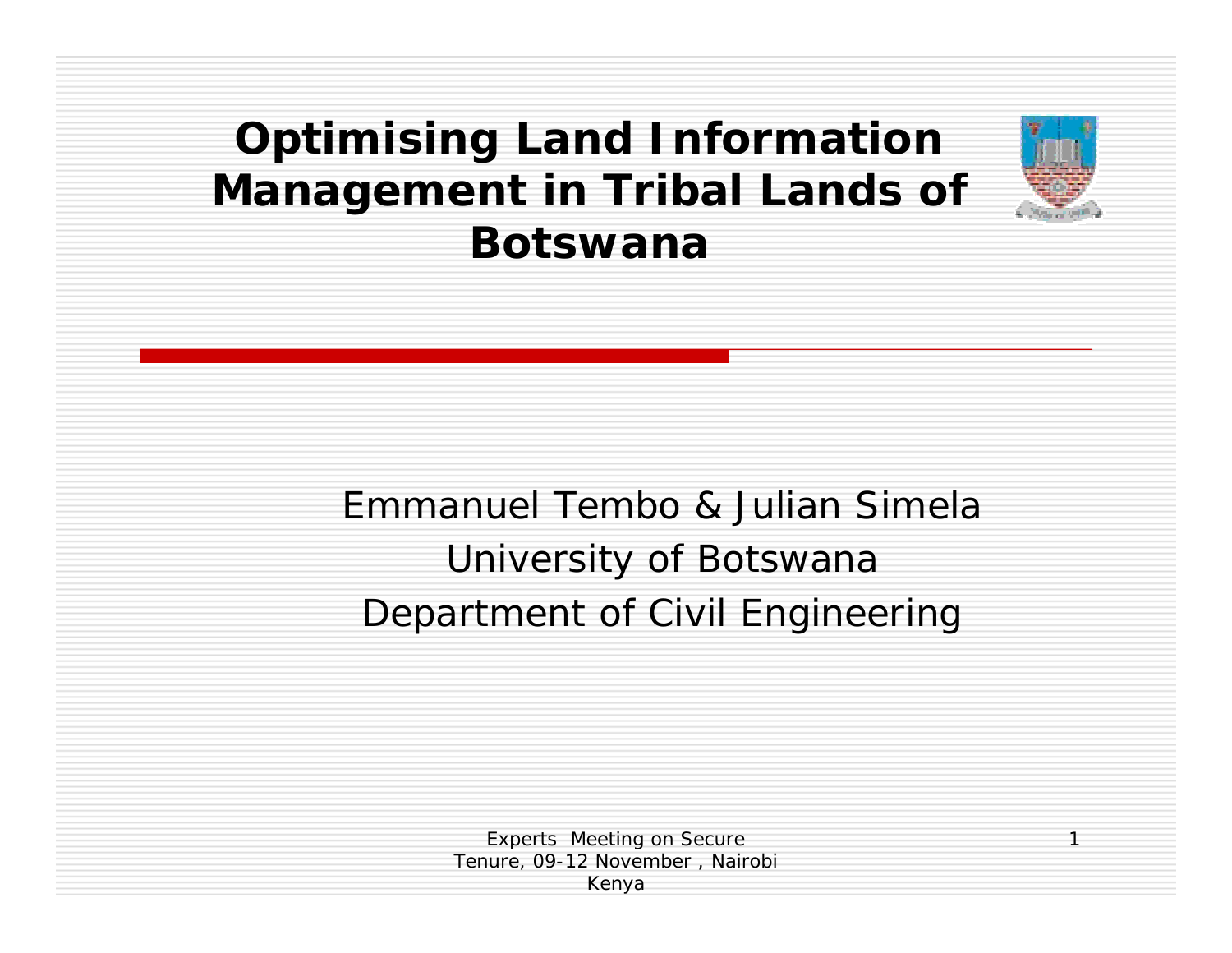# Optimising Land Information Management in Tribal Lands of Botswana

Emmanuel Tembo & Julian Simela

University of Botswana

Department of Civil Engineering

Experts Meeting on Secure Tenure, 09-12 November , Nairobi Kenya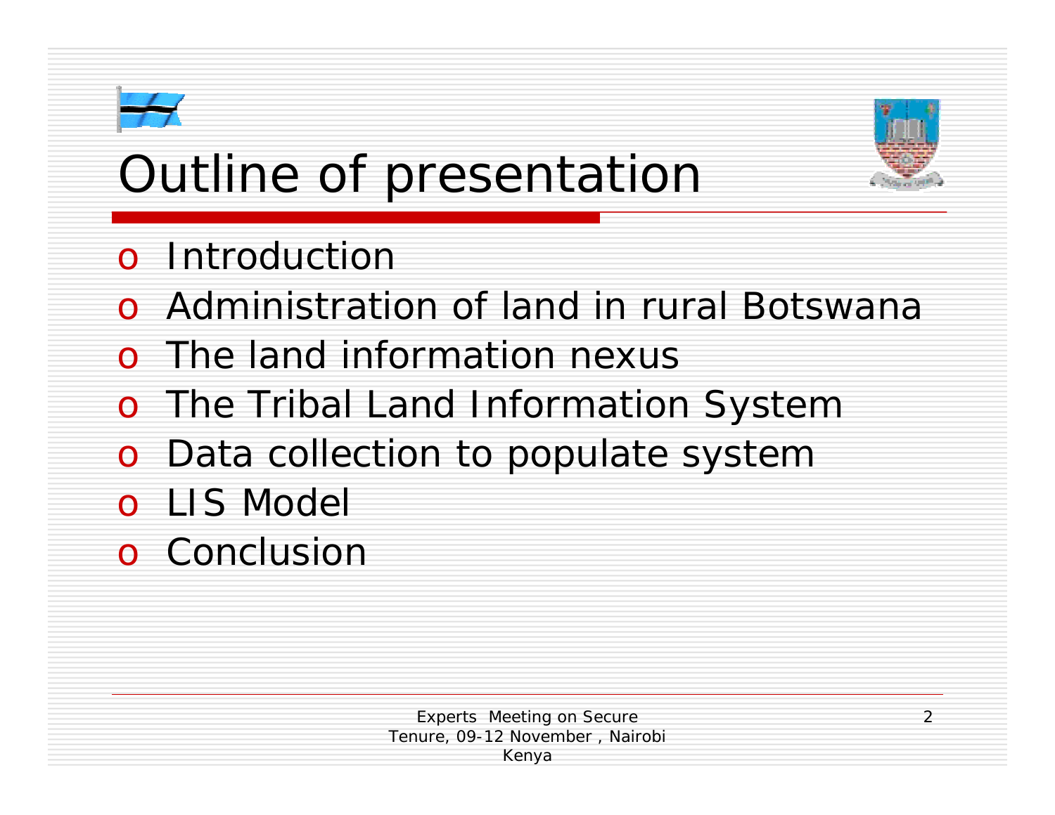# Outline of presentation

- Introduction
- Administration of land in rural Botswana
- The land information nexus
- The Tribal Land Information System
- Data collection to populate system
- LIS Model
- Conclusion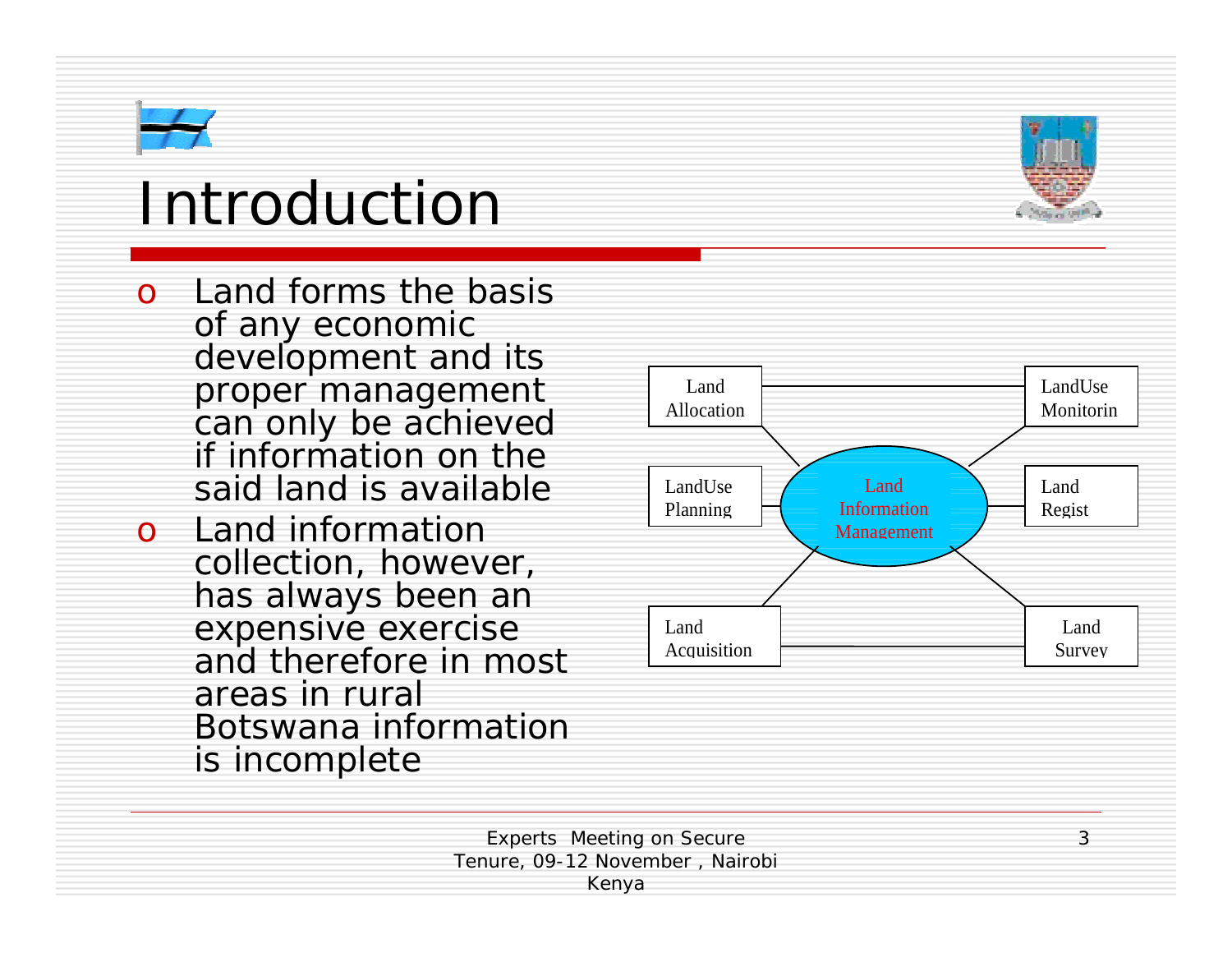# Introduction

- Land forms the basis of any economic development and its proper management can only be achieved if information on the said land is available
- Land information collection, however, has always been an expensive exercise and therefore in most areas in rural Botswana information is incomplete

Land Allocation

LandUse Monitorin

LandUse Planning

Land Information Management

Land Regist

Land Acquisition

Land Survey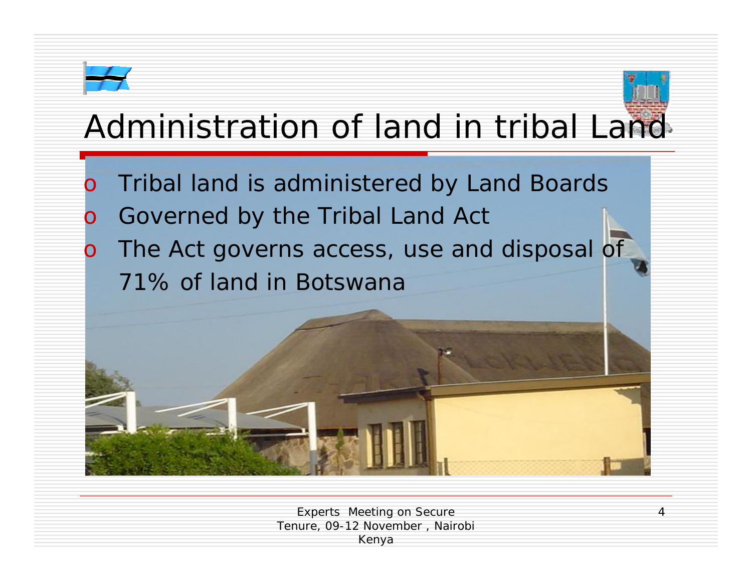# Administration of land in tribal Land

- Tribal land is administered by Land Boards
- Governed by the Tribal Land Act
- The Act governs access, use and disposal of 71% of land in Botswana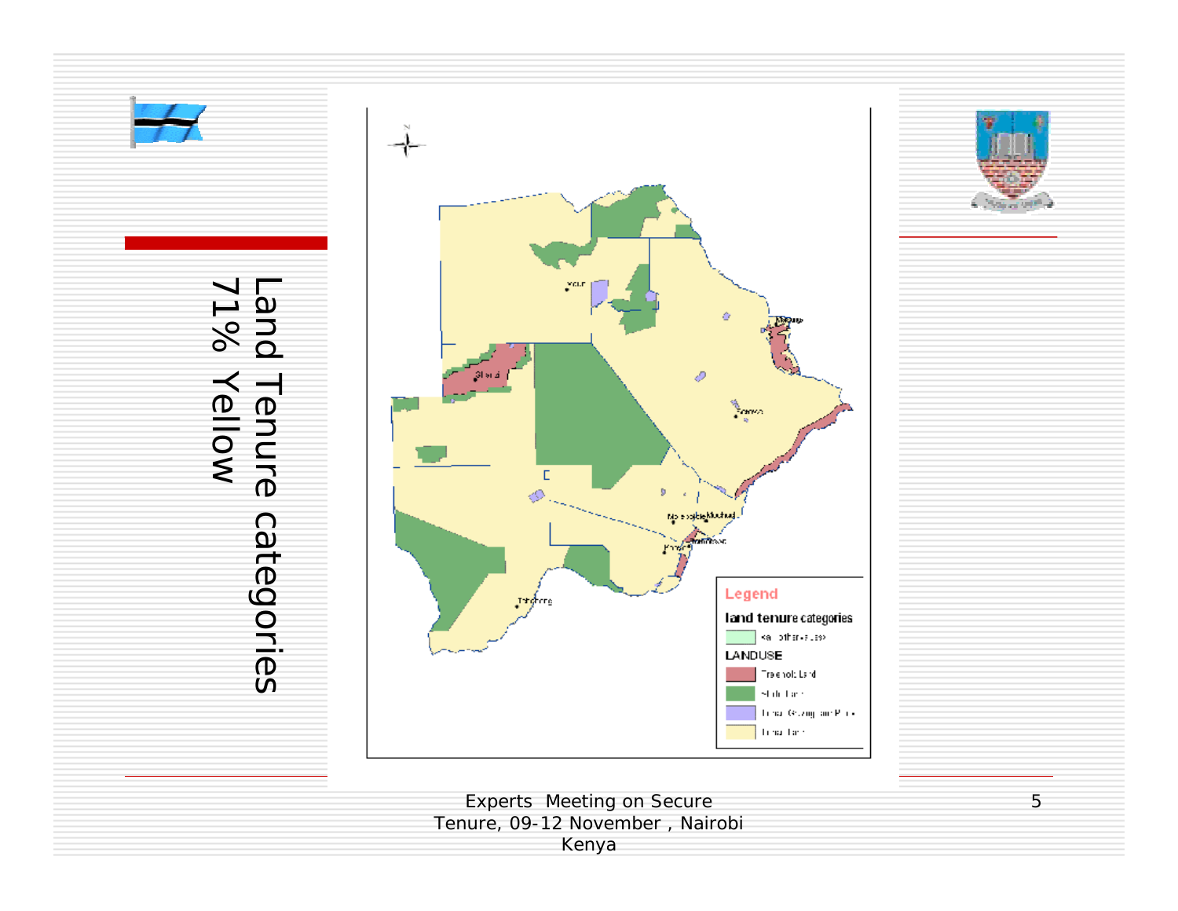# Land Tenure categories
# 71% Yellow

Legend

land tenure categories

<all other values>

LANDUSE

Freehold Land

State Land

Tribal Grazing and Pr...

Tribal Land

Experts Meeting on Secure Tenure, 09-12 November , Nairobi Kenya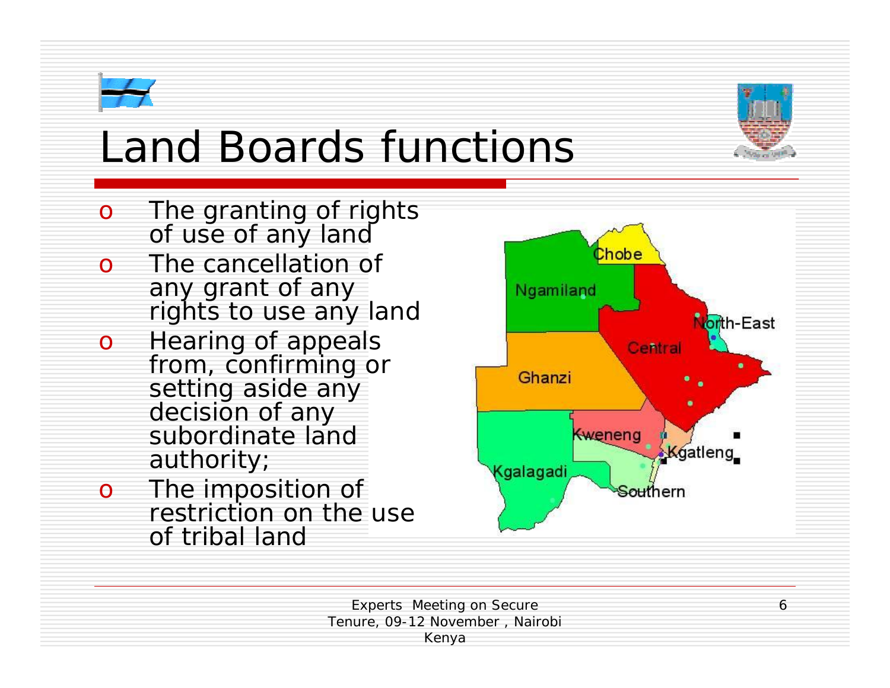# Land Boards functions

- The granting of rights of use of any land
- The cancellation of any grant of any rights to use any land
- Hearing of appeals from, confirming or setting aside any decision of any subordinate land authority;
- The imposition of restriction on the use of tribal land

Ngamiland, Chobe, North-East, Central, Ghanzi, Kweneng, Kgatleng, Kgalagadi, Southern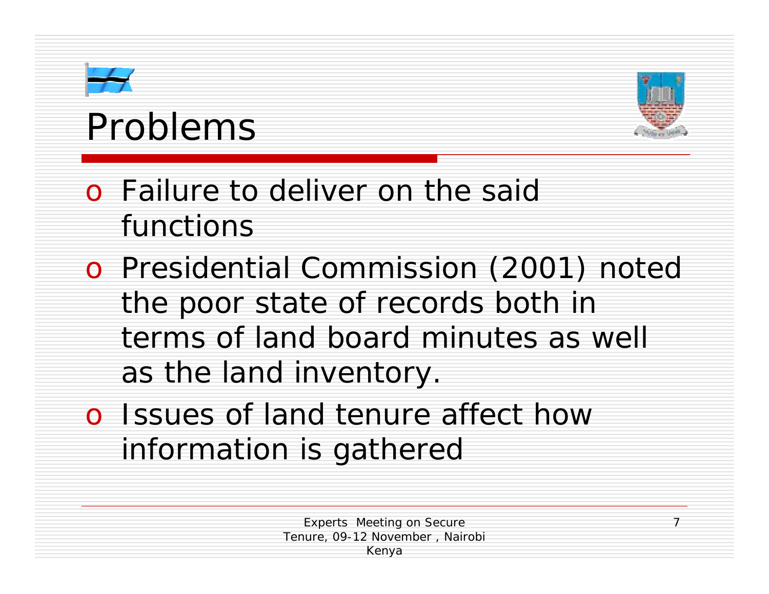# Problems

- Failure to deliver on the said functions
- Presidential Commission (2001) noted the poor state of records both in terms of land board minutes as well as the land inventory.
- Issues of land tenure affect how information is gathered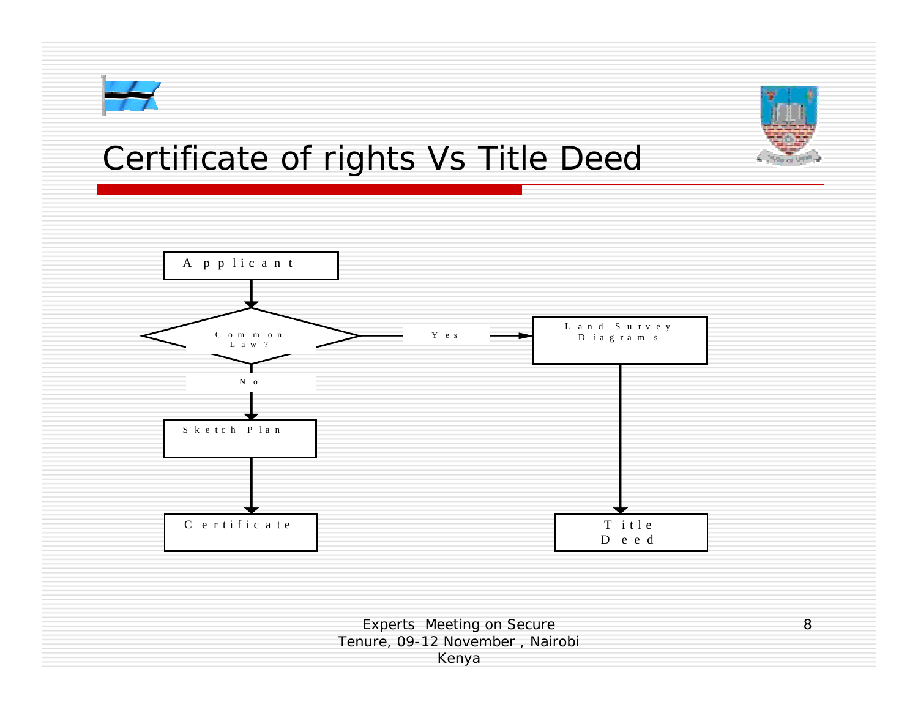# Certificate of rights Vs Title Deed

- Applicant
- Common Law?
  - No → Sketch Plan → Certificate
  - Yes → Land Survey Diagrams → Title Deed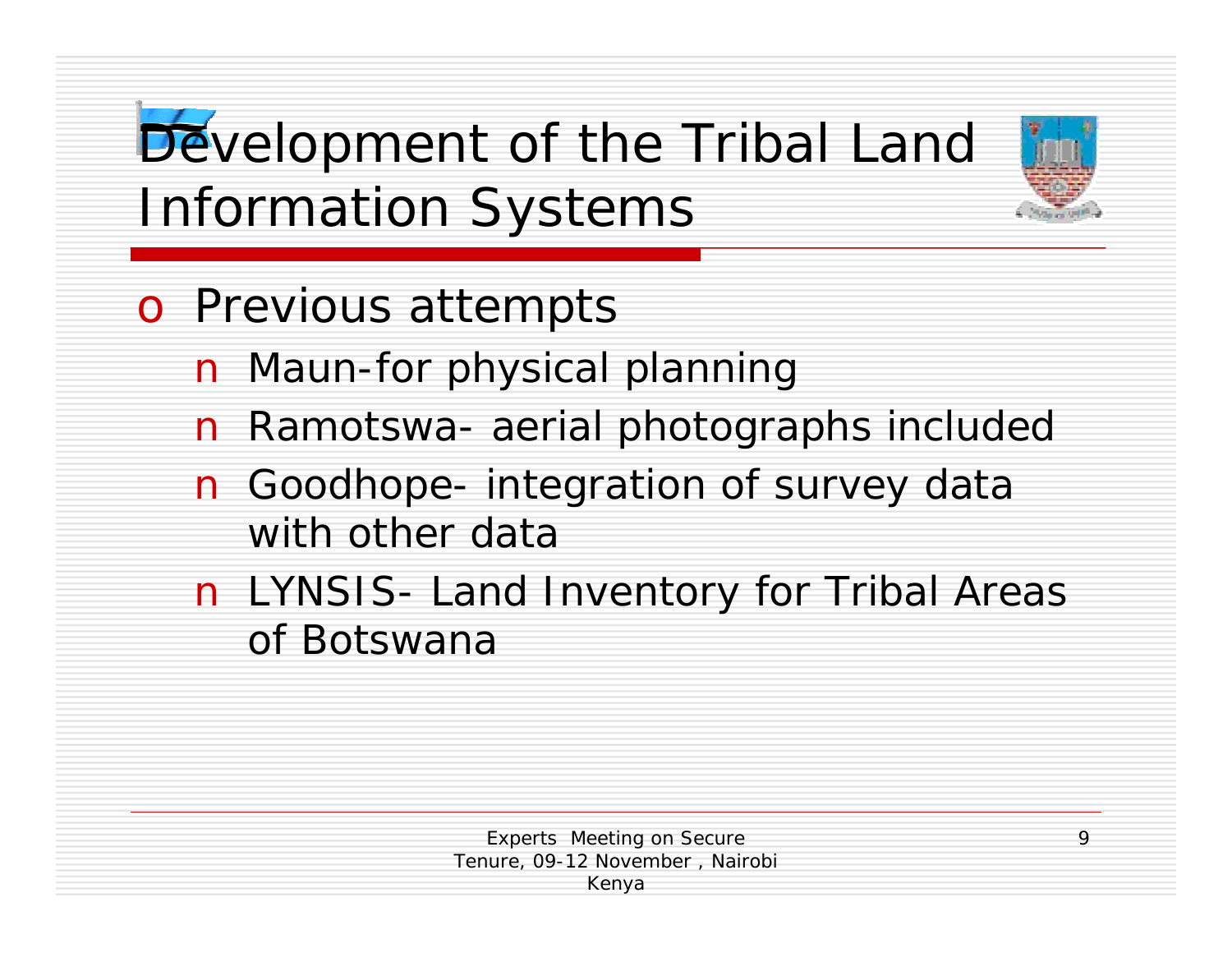# Development of the Tribal Land Information Systems

- Previous attempts
  - Maun-for physical planning
  - Ramotswa- aerial photographs included
  - Goodhope- integration of survey data with other data
  - LYNSIS- Land Inventory for Tribal Areas of Botswana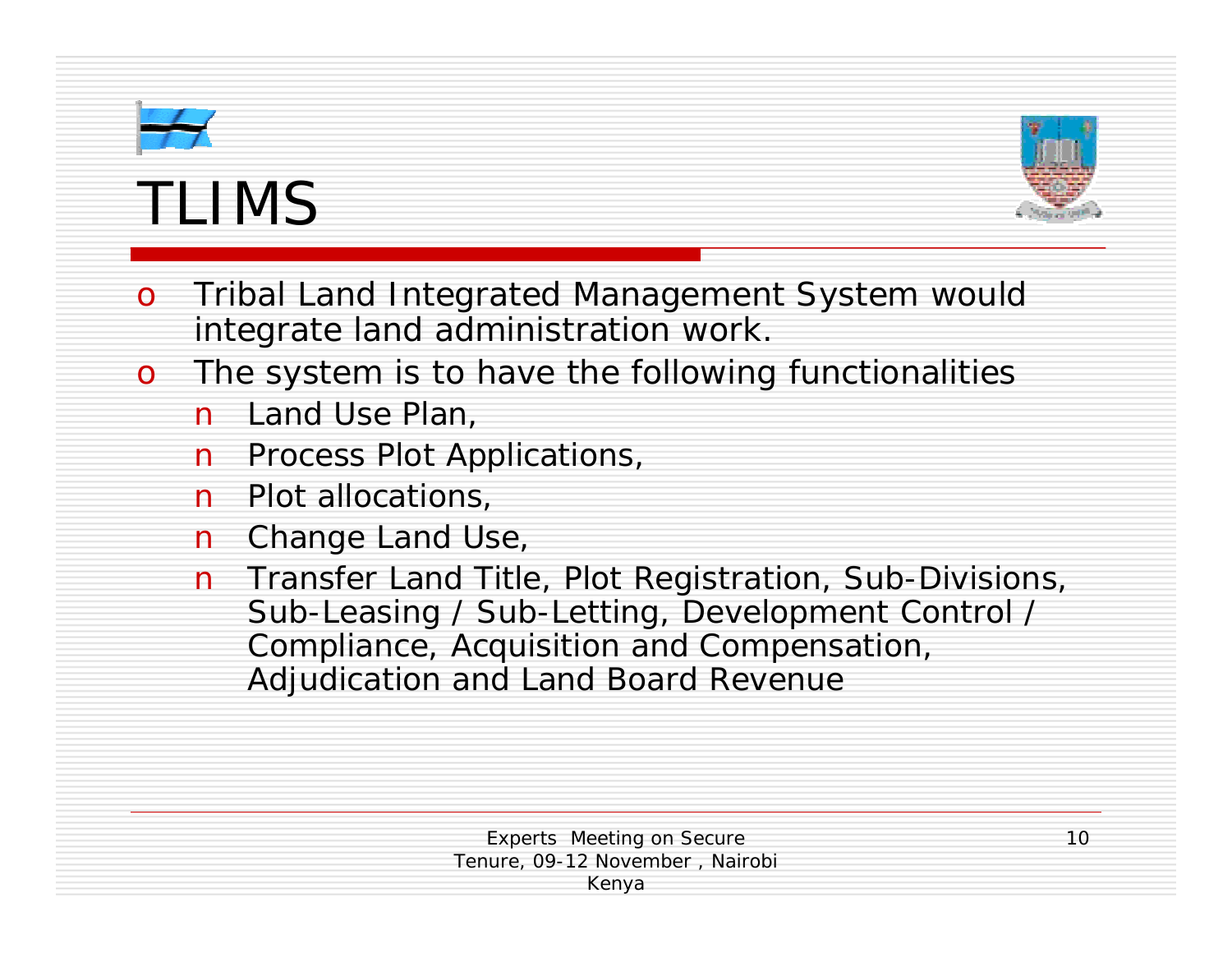# TLIMS

- Tribal Land Integrated Management System would integrate land administration work.
- The system is to have the following functionalities
  - Land Use Plan,
  - Process Plot Applications,
  - Plot allocations,
  - Change Land Use,
  - Transfer Land Title, Plot Registration, Sub-Divisions, Sub-Leasing / Sub-Letting, Development Control / Compliance, Acquisition and Compensation, Adjudication and Land Board Revenue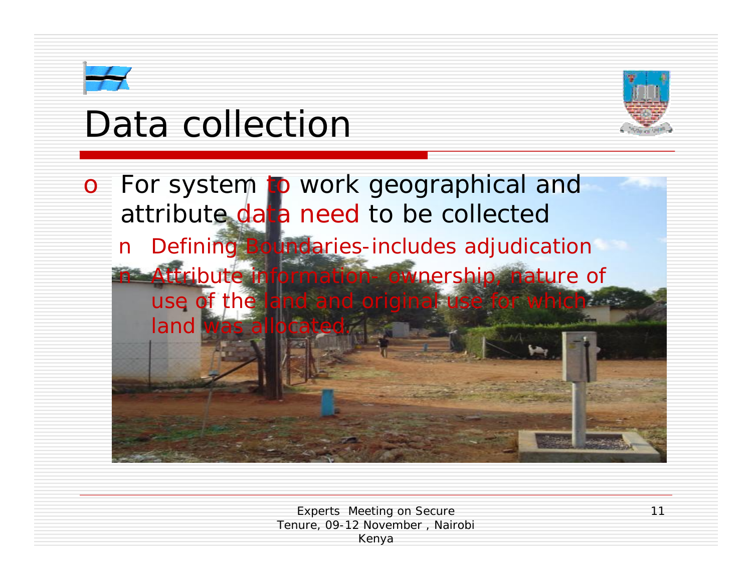# Data collection

- For system to work geographical and attribute data need to be collected
  - Defining Boundaries-includes adjudication
  - Attribute information- ownership, nature of use of the land and original use for which land was allocated.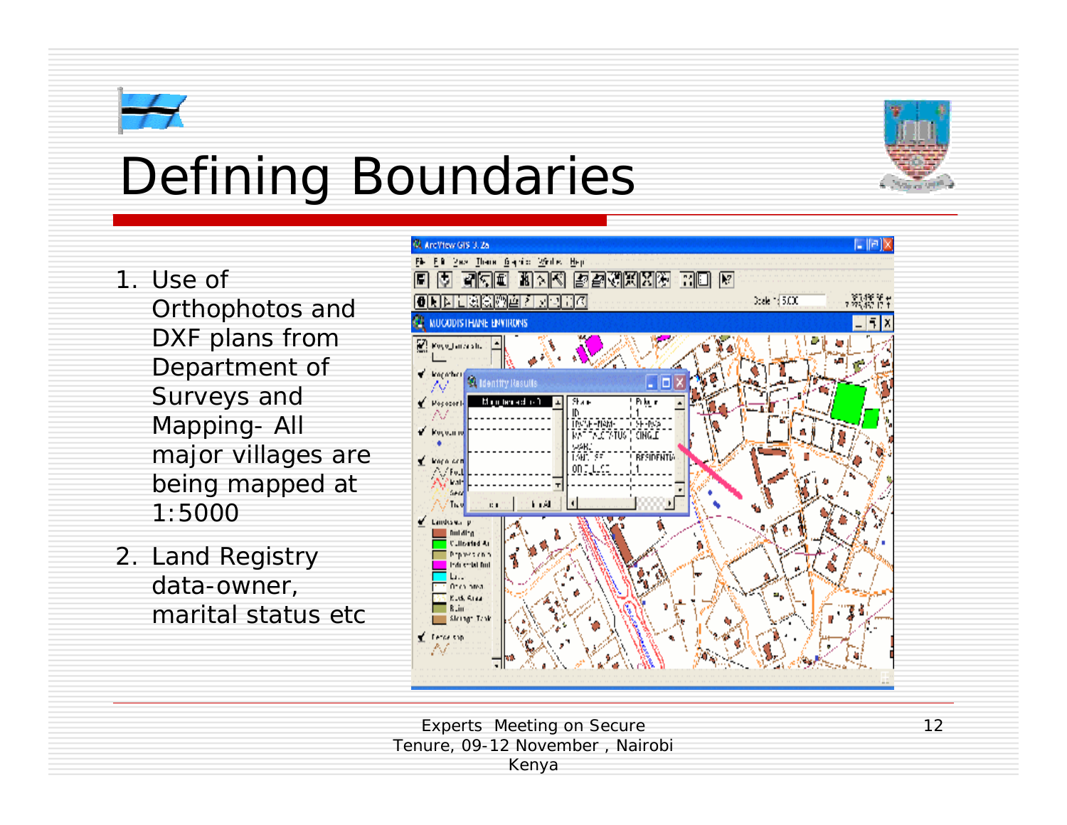# Defining Boundaries

1. Use of Orthophotos and DXF plans from Department of Surveys and Mapping- All major villages are being mapped at 1:5000
2. Land Registry data-owner, marital status etc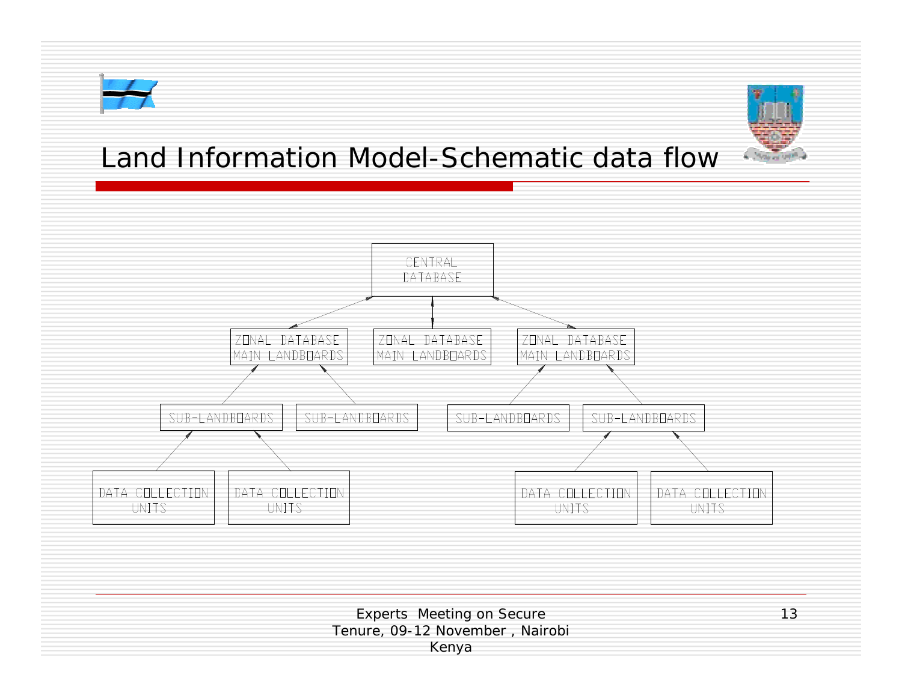# Land Information Model-Schematic data flow

CENTRAL DATABASE

ZONAL DATABASE MAIN LANDBOARDS

ZONAL DATABASE MAIN LANDBOARDS

ZONAL DATABASE MAIN LANDBOARDS

SUB-LANDBOARDS

SUB-LANDBOARDS

SUB-LANDBOARDS

SUB-LANDBOARDS

DATA COLLECTION UNITS

DATA COLLECTION UNITS

DATA COLLECTION UNITS

DATA COLLECTION UNITS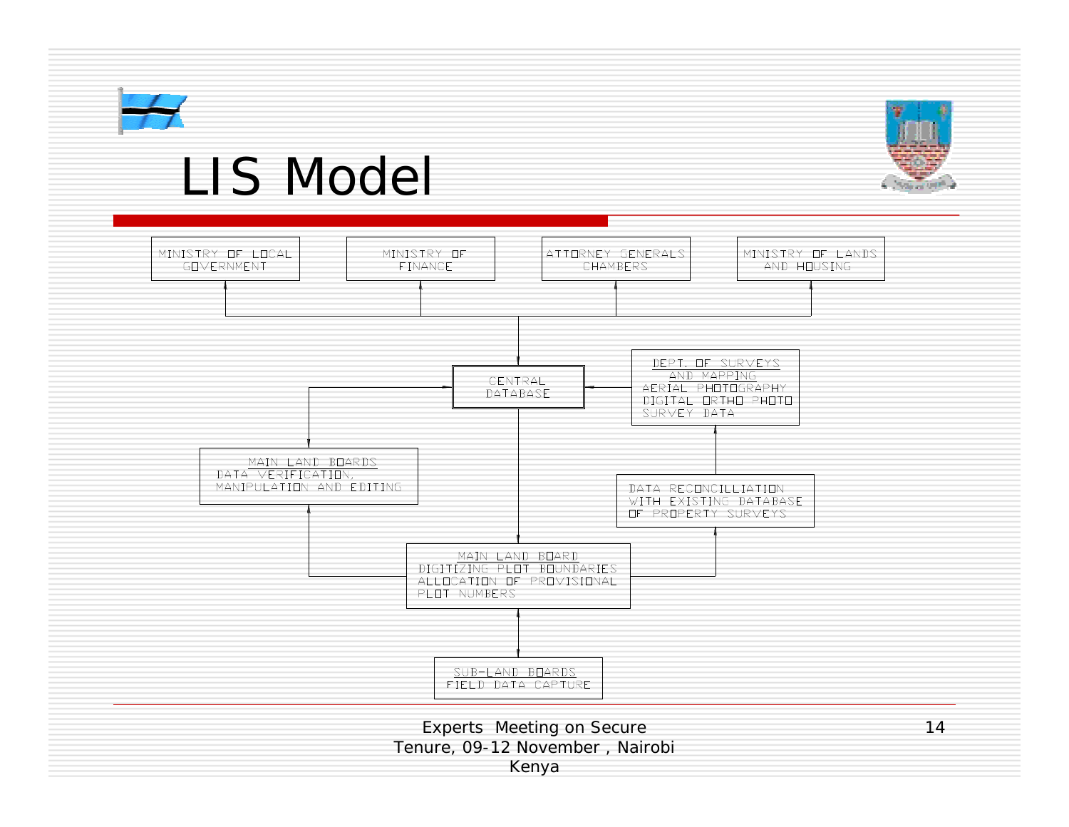# LIS Model

MINISTRY OF LOCAL GOVERNMENT

MINISTRY OF FINANCE

ATTORNEY GENERALS CHAMBERS

MINISTRY OF LANDS AND HOUSING

CENTRAL DATABASE

DEPT. OF SURVEYS AND MAPPING
AERIAL PHOTOGRAPHY
DIGITAL ORTHO PHOTO
SURVEY DATA

MAIN LAND BOARDS
DATA VERIFICATION, MANIPULATION AND EDITING

DATA RECONCILLIATION WITH EXISTING DATABASE OF PROPERTY SURVEYS

MAIN LAND BOARD
DIGITIZING PLOT BOUNDARIES
ALLOCATION OF PROVISIONAL PLOT NUMBERS

SUB-LAND BOARDS
FIELD DATA CAPTURE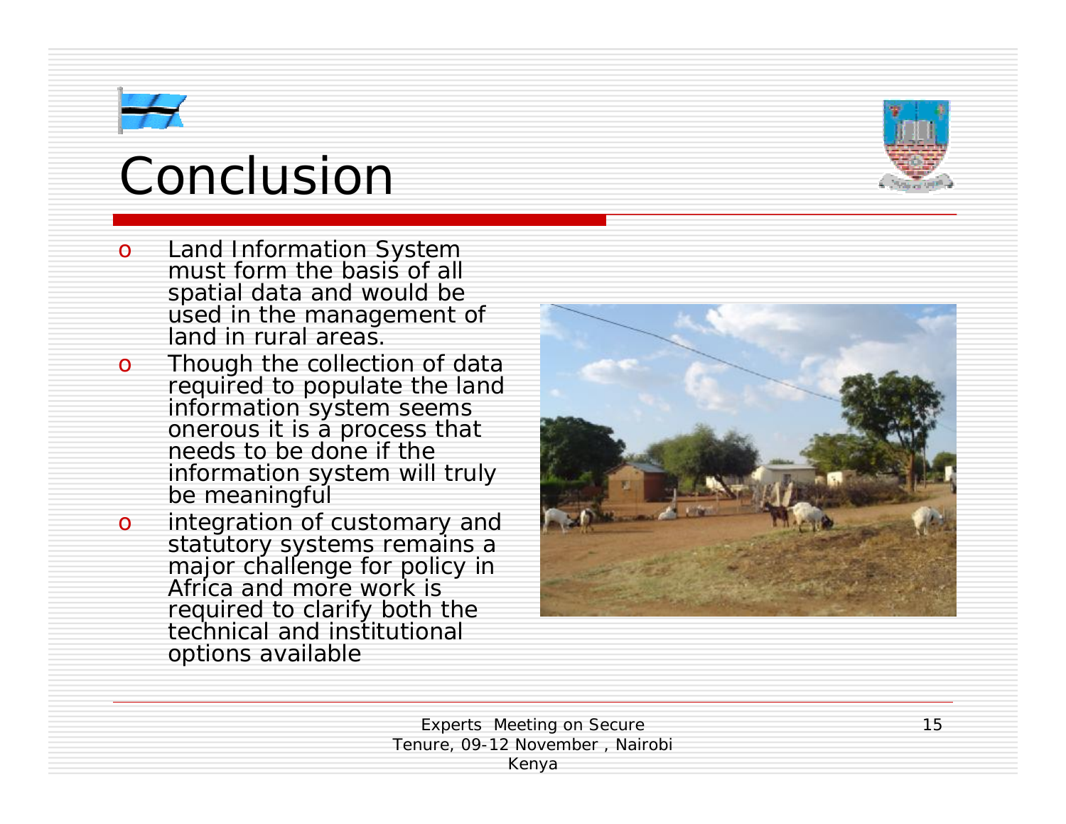# Conclusion

- Land Information System must form the basis of all spatial data and would be used in the management of land in rural areas.
- Though the collection of data required to populate the land information system seems onerous it is a process that needs to be done if the information system will truly be meaningful
- integration of customary and statutory systems remains a major challenge for policy in Africa and more work is required to clarify both the technical and institutional options available